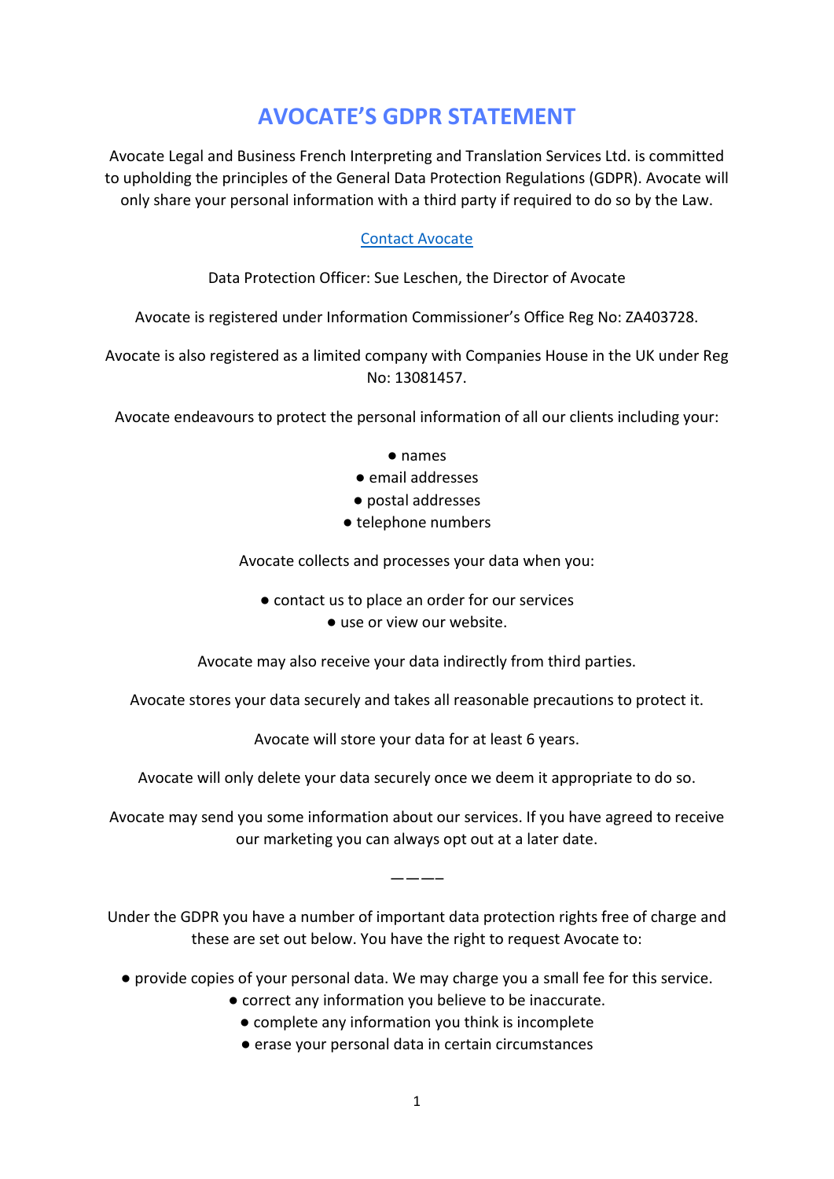# AVOCATE'S GDPR STATEMENT

Avocate Legal and Business French Interpreting and Translation Services Ltd. is committed to upholding the principles of the General Data Protection Regulations (GDPR). Avocate will only share your personal information with a third party if required to do so by the Law.

[Contact Avocate]

Data Protection Officer: Sue Leschen, the Director of Avocate

Avocate is registered under Information Commissioner's Office Reg No: ZA403728.

Avocate is also registered as a limited company with Companies House in the UK under Reg No: 13081457.

Avocate endeavours to protect the personal information of all our clients including your:

- names
- email addresses
- postal addresses
- telephone numbers

Avocate collects and processes your data when you:

- contact us to place an order for our services
- use or view our website.

Avocate may also receive your data indirectly from third parties.

Avocate stores your data securely and takes all reasonable precautions to protect it.

Avocate will store your data for at least 6 years.

Avocate will only delete your data securely once we deem it appropriate to do so.

Avocate may send you some information about our services. If you have agreed to receive our marketing you can always opt out at a later date.

————

Under the GDPR you have a number of important data protection rights free of charge and these are set out below. You have the right to request Avocate to:

- provide copies of your personal data. We may charge you a small fee for this service.
- correct any information you believe to be inaccurate.
- complete any information you think is incomplete
- erase your personal data in certain circumstances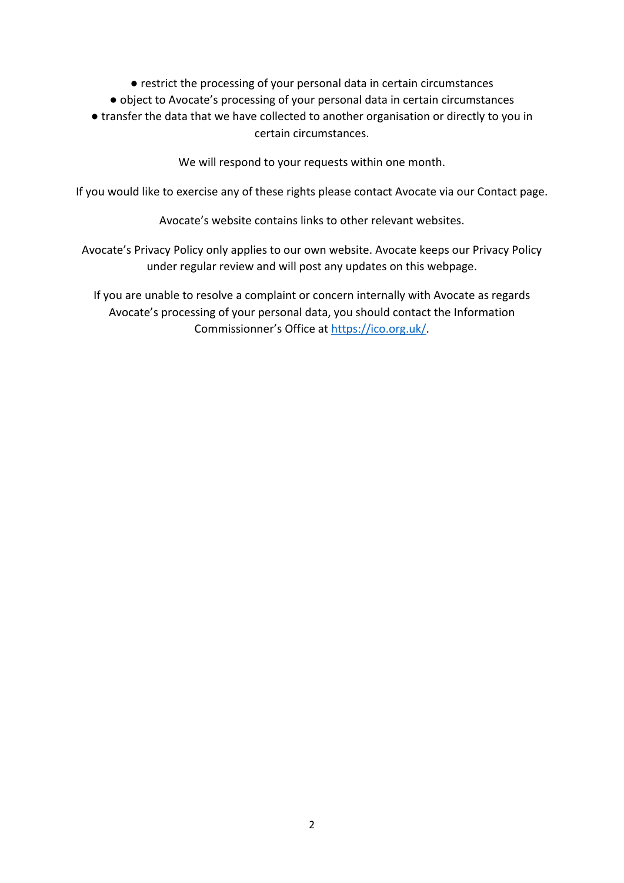- restrict the processing of your personal data in certain circumstances
- object to Avocate's processing of your personal data in certain circumstances
- transfer the data that we have collected to another organisation or directly to you in certain circumstances.

We will respond to your requests within one month.

If you would like to exercise any of these rights please contact Avocate via our Contact page.

Avocate's website contains links to other relevant websites.

Avocate's Privacy Policy only applies to our own website. Avocate keeps our Privacy Policy under regular review and will post any updates on this webpage.

If you are unable to resolve a complaint or concern internally with Avocate as regards Avocate's processing of your personal data, you should contact the Information Commissionner's Office at https://ico.org.uk/.